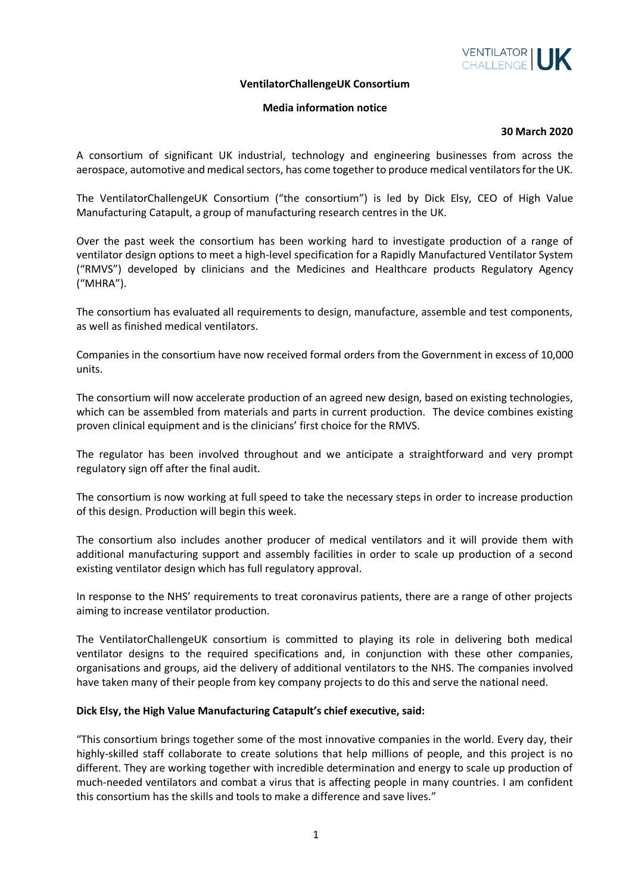VENTILATOR CHALLENGE | UK

**VentilatorChallengeUK Consortium**

**Media information notice**

**30 March 2020**

A consortium of significant UK industrial, technology and engineering businesses from across the aerospace, automotive and medical sectors, has come together to produce medical ventilators for the UK.

The VentilatorChallengeUK Consortium ("the consortium") is led by Dick Elsy, CEO of High Value Manufacturing Catapult, a group of manufacturing research centres in the UK.

Over the past week the consortium has been working hard to investigate production of a range of ventilator design options to meet a high-level specification for a Rapidly Manufactured Ventilator System ("RMVS") developed by clinicians and the Medicines and Healthcare products Regulatory Agency ("MHRA").

The consortium has evaluated all requirements to design, manufacture, assemble and test components, as well as finished medical ventilators.

Companies in the consortium have now received formal orders from the Government in excess of 10,000 units.

The consortium will now accelerate production of an agreed new design, based on existing technologies, which can be assembled from materials and parts in current production. The device combines existing proven clinical equipment and is the clinicians' first choice for the RMVS.

The regulator has been involved throughout and we anticipate a straightforward and very prompt regulatory sign off after the final audit.

The consortium is now working at full speed to take the necessary steps in order to increase production of this design. Production will begin this week.

The consortium also includes another producer of medical ventilators and it will provide them with additional manufacturing support and assembly facilities in order to scale up production of a second existing ventilator design which has full regulatory approval.

In response to the NHS' requirements to treat coronavirus patients, there are a range of other projects aiming to increase ventilator production.

The VentilatorChallengeUK consortium is committed to playing its role in delivering both medical ventilator designs to the required specifications and, in conjunction with these other companies, organisations and groups, aid the delivery of additional ventilators to the NHS. The companies involved have taken many of their people from key company projects to do this and serve the national need.

**Dick Elsy, the High Value Manufacturing Catapult's chief executive, said:**

"This consortium brings together some of the most innovative companies in the world. Every day, their highly-skilled staff collaborate to create solutions that help millions of people, and this project is no different. They are working together with incredible determination and energy to scale up production of much-needed ventilators and combat a virus that is affecting people in many countries. I am confident this consortium has the skills and tools to make a difference and save lives."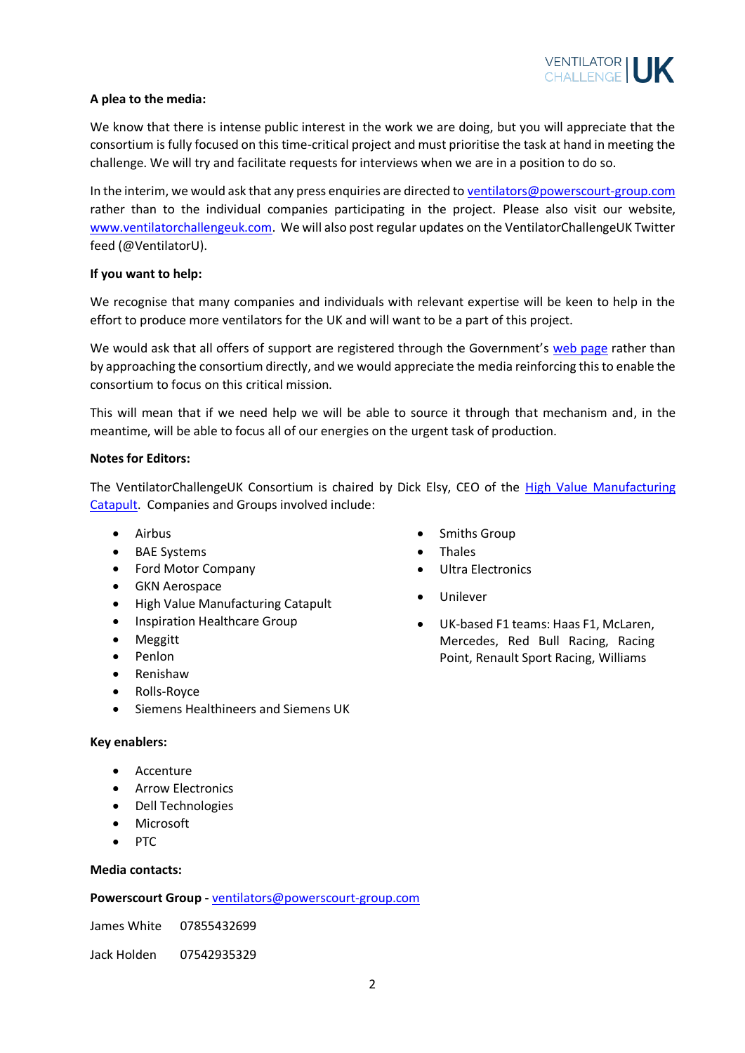**A plea to the media:**

We know that there is intense public interest in the work we are doing, but you will appreciate that the consortium is fully focused on this time-critical project and must prioritise the task at hand in meeting the challenge. We will try and facilitate requests for interviews when we are in a position to do so.

In the interim, we would ask that any press enquiries are directed to ventilators@powerscourt-group.com rather than to the individual companies participating in the project. Please also visit our website, www.ventilatorchallengeuk.com. We will also post regular updates on the VentilatorChallengeUK Twitter feed (@VentilatorU).

**If you want to help:**

We recognise that many companies and individuals with relevant expertise will be keen to help in the effort to produce more ventilators for the UK and will want to be a part of this project.

We would ask that all offers of support are registered through the Government's web page rather than by approaching the consortium directly, and we would appreciate the media reinforcing this to enable the consortium to focus on this critical mission.

This will mean that if we need help we will be able to source it through that mechanism and, in the meantime, will be able to focus all of our energies on the urgent task of production.

**Notes for Editors:**

The VentilatorChallengeUK Consortium is chaired by Dick Elsy, CEO of the High Value Manufacturing Catapult. Companies and Groups involved include:

- Airbus
- BAE Systems
- Ford Motor Company
- GKN Aerospace
- High Value Manufacturing Catapult
- Inspiration Healthcare Group
- Meggitt
- Penlon
- Renishaw
- Rolls-Royce
- Siemens Healthineers and Siemens UK
- Smiths Group
- Thales
- Ultra Electronics
- Unilever
- UK-based F1 teams: Haas F1, McLaren, Mercedes, Red Bull Racing, Racing Point, Renault Sport Racing, Williams

**Key enablers:**

- Accenture
- Arrow Electronics
- Dell Technologies
- Microsoft
- PTC

**Media contacts:**

**Powerscourt Group -** ventilators@powerscourt-group.com

James White 07855432699

Jack Holden 07542935329